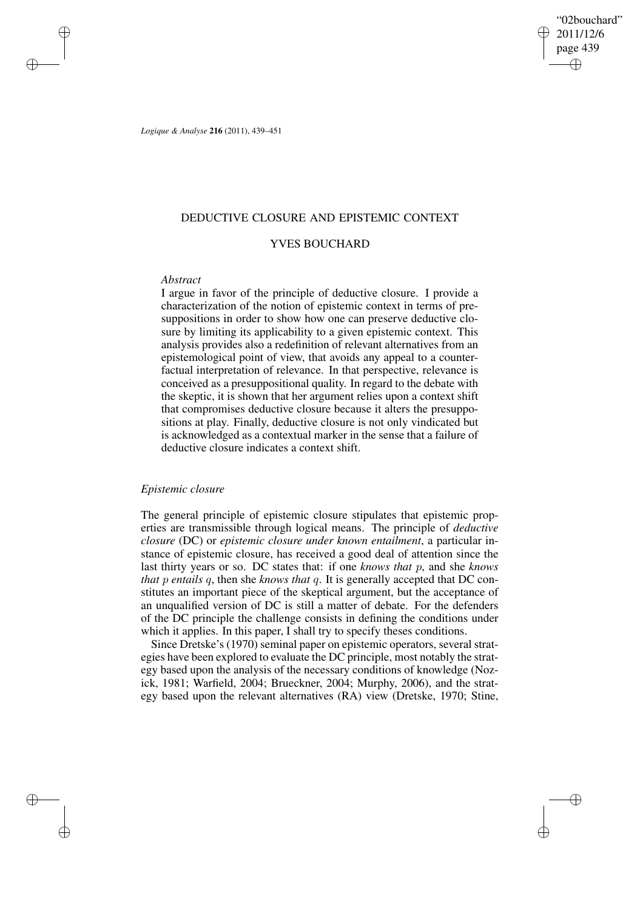# DEDUCTIVE CLOSURE AND EPISTEMIC CONTEXT

## YVES BOUCHARD

*Abstract*

I argue in favor of the principle of deductive closure. I provide a characterization of the notion of epistemic context in terms of presuppositions in order to show how one can preserve deductive closure by limiting its applicability to a given epistemic context. This analysis provides also a redefinition of relevant alternatives from an epistemological point of view, that avoids any appeal to a counterfactual interpretation of relevance. In that perspective, relevance is conceived as a presuppositional quality. In regard to the debate with the skeptic, it is shown that her argument relies upon a context shift that compromises deductive closure because it alters the presuppositions at play. Finally, deductive closure is not only vindicated but is acknowledged as a contextual marker in the sense that a failure of deductive closure indicates a context shift.

### *Epistemic closure*

The general principle of epistemic closure stipulates that epistemic properties are transmissible through logical means. The principle of *deductive closure* (DC) or *epistemic closure under known entailment*, a particular instance of epistemic closure, has received a good deal of attention since the last thirty years or so. DC states that: if one *knows that* $p$, and she *knows that* $p$ *entails* $q$, then she *knows that* $q$. It is generally accepted that DC constitutes an important piece of the skeptical argument, but the acceptance of an unqualified version of DC is still a matter of debate. For the defenders of the DC principle the challenge consists in defining the conditions under which it applies. In this paper, I shall try to specify theses conditions.

Since Dretske's (1970) seminal paper on epistemic operators, several strategies have been explored to evaluate the DC principle, most notably the strategy based upon the analysis of the necessary conditions of knowledge (Nozick, 1981; Warfield, 2004; Brueckner, 2004; Murphy, 2006), and the strategy based upon the relevant alternatives (RA) view (Dretske, 1970; Stine,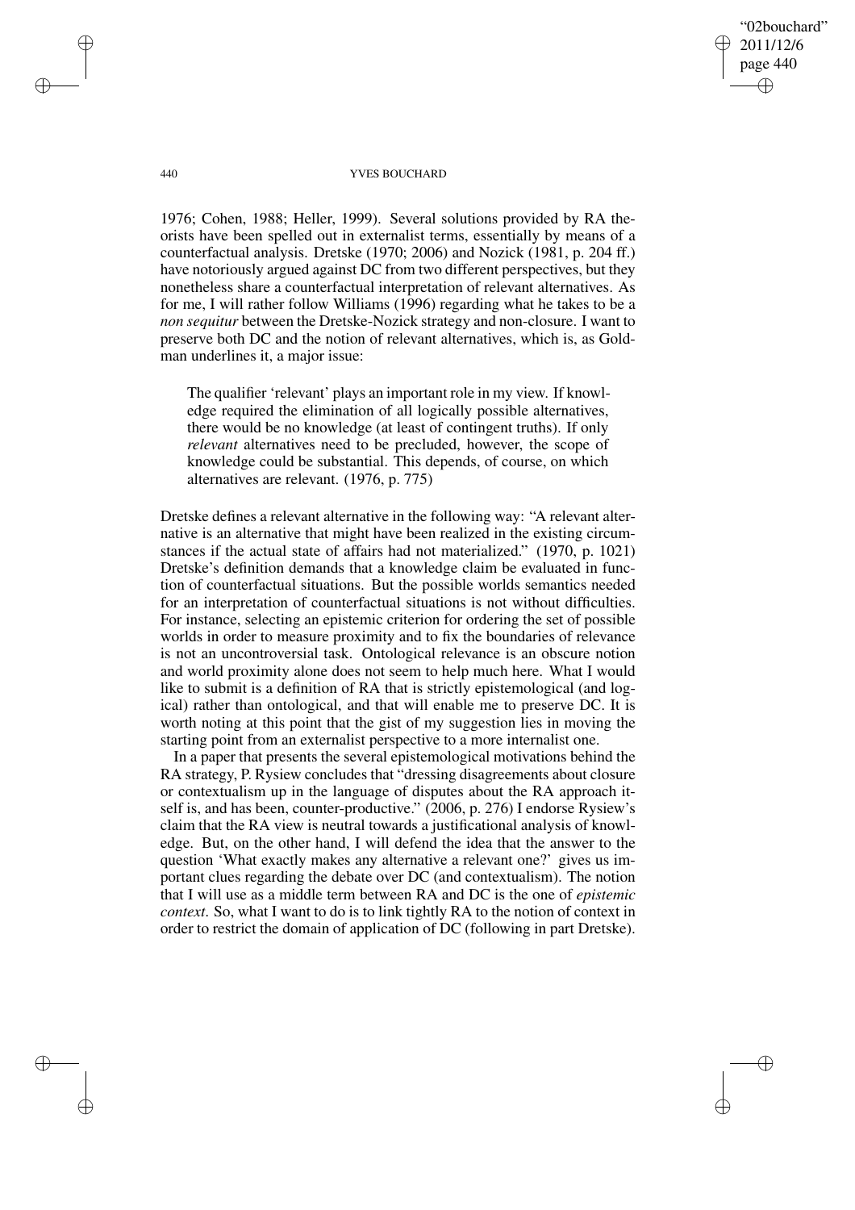1976; Cohen, 1988; Heller, 1999). Several solutions provided by RA theorists have been spelled out in externalist terms, essentially by means of a counterfactual analysis. Dretske (1970; 2006) and Nozick (1981, p. 204 ff.) have notoriously argued against DC from two different perspectives, but they nonetheless share a counterfactual interpretation of relevant alternatives. As for me, I will rather follow Williams (1996) regarding what he takes to be a *non sequitur* between the Dretske-Nozick strategy and non-closure. I want to preserve both DC and the notion of relevant alternatives, which is, as Goldman underlines it, a major issue:

> The qualifier 'relevant' plays an important role in my view. If knowledge required the elimination of all logically possible alternatives, there would be no knowledge (at least of contingent truths). If only *relevant* alternatives need to be precluded, however, the scope of knowledge could be substantial. This depends, of course, on which alternatives are relevant. (1976, p. 775)

Dretske defines a relevant alternative in the following way: "A relevant alternative is an alternative that might have been realized in the existing circumstances if the actual state of affairs had not materialized." (1970, p. 1021) Dretske's definition demands that a knowledge claim be evaluated in function of counterfactual situations. But the possible worlds semantics needed for an interpretation of counterfactual situations is not without difficulties. For instance, selecting an epistemic criterion for ordering the set of possible worlds in order to measure proximity and to fix the boundaries of relevance is not an uncontroversial task. Ontological relevance is an obscure notion and world proximity alone does not seem to help much here. What I would like to submit is a definition of RA that is strictly epistemological (and logical) rather than ontological, and that will enable me to preserve DC. It is worth noting at this point that the gist of my suggestion lies in moving the starting point from an externalist perspective to a more internalist one.

In a paper that presents the several epistemological motivations behind the RA strategy, P. Rysiew concludes that "dressing disagreements about closure or contextualism up in the language of disputes about the RA approach itself is, and has been, counter-productive." (2006, p. 276) I endorse Rysiew's claim that the RA view is neutral towards a justificational analysis of knowledge. But, on the other hand, I will defend the idea that the answer to the question 'What exactly makes any alternative a relevant one?' gives us important clues regarding the debate over DC (and contextualism). The notion that I will use as a middle term between RA and DC is the one of *epistemic context*. So, what I want to do is to link tightly RA to the notion of context in order to restrict the domain of application of DC (following in part Dretske).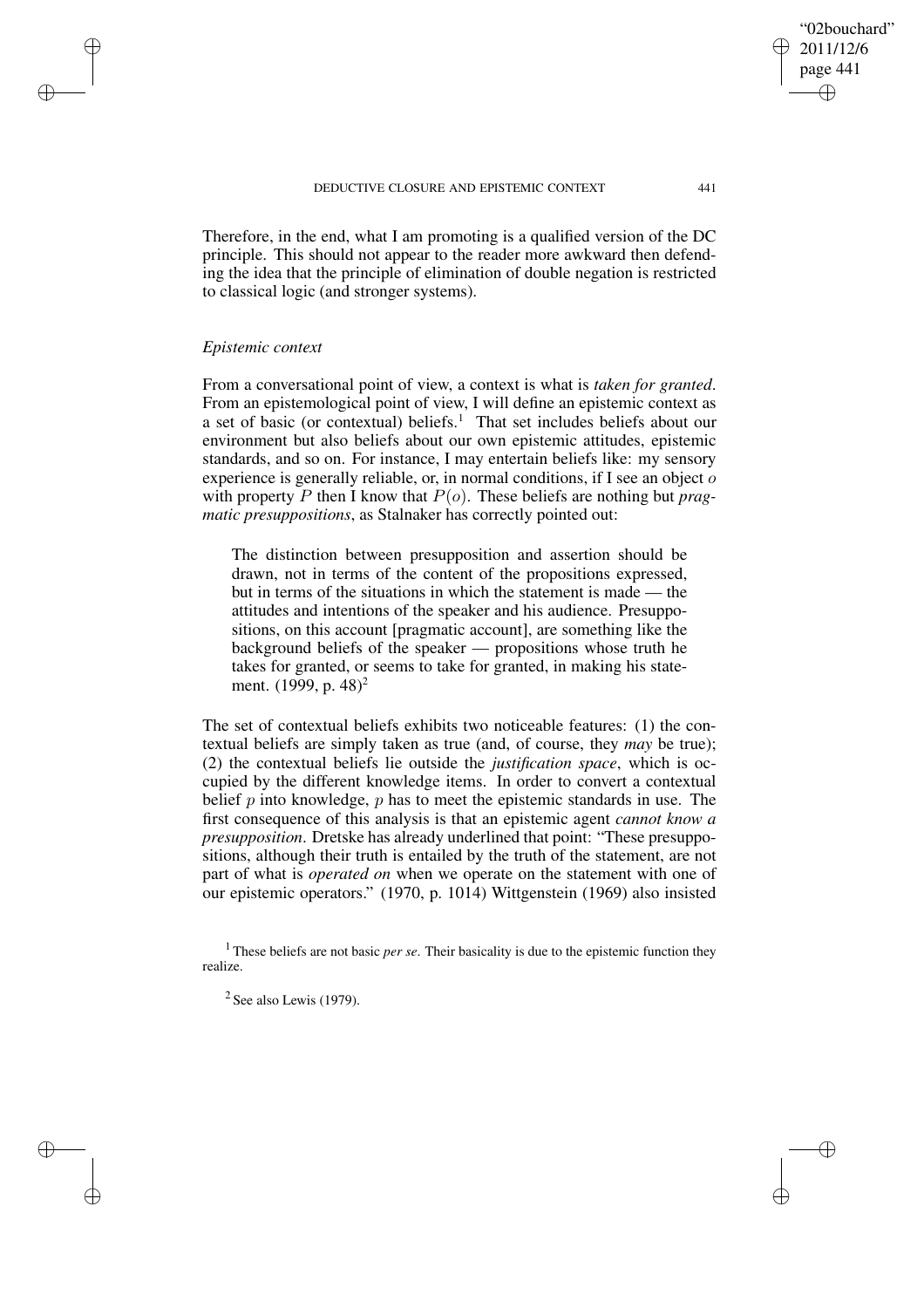Therefore, in the end, what I am promoting is a qualified version of the DC principle. This should not appear to the reader more awkward then defending the idea that the principle of elimination of double negation is restricted to classical logic (and stronger systems).

### *Epistemic context*

From a conversational point of view, a context is what is *taken for granted*. From an epistemological point of view, I will define an epistemic context as a set of basic (or contextual) beliefs.[1] That set includes beliefs about our environment but also beliefs about our own epistemic attitudes, epistemic standards, and so on. For instance, I may entertain beliefs like: my sensory experience is generally reliable, or, in normal conditions, if I see an object $o$ with property $P$ then I know that $P(o)$. These beliefs are nothing but *pragmatic presuppositions*, as Stalnaker has correctly pointed out:

> The distinction between presupposition and assertion should be drawn, not in terms of the content of the propositions expressed, but in terms of the situations in which the statement is made — the attitudes and intentions of the speaker and his audience. Presuppositions, on this account [pragmatic account], are something like the background beliefs of the speaker — propositions whose truth he takes for granted, or seems to take for granted, in making his statement. (1999, p. 48)[2]

The set of contextual beliefs exhibits two noticeable features: (1) the contextual beliefs are simply taken as true (and, of course, they *may* be true); (2) the contextual beliefs lie outside the *justification space*, which is occupied by the different knowledge items. In order to convert a contextual belief $p$ into knowledge, $p$ has to meet the epistemic standards in use. The first consequence of this analysis is that an epistemic agent *cannot know a presupposition*. Dretske has already underlined that point: "These presuppositions, although their truth is entailed by the truth of the statement, are not part of what is *operated on* when we operate on the statement with one of our epistemic operators." (1970, p. 1014) Wittgenstein (1969) also insisted

[1] These beliefs are not basic *per se*. Their basicality is due to the epistemic function they realize.

[2] See also Lewis (1979).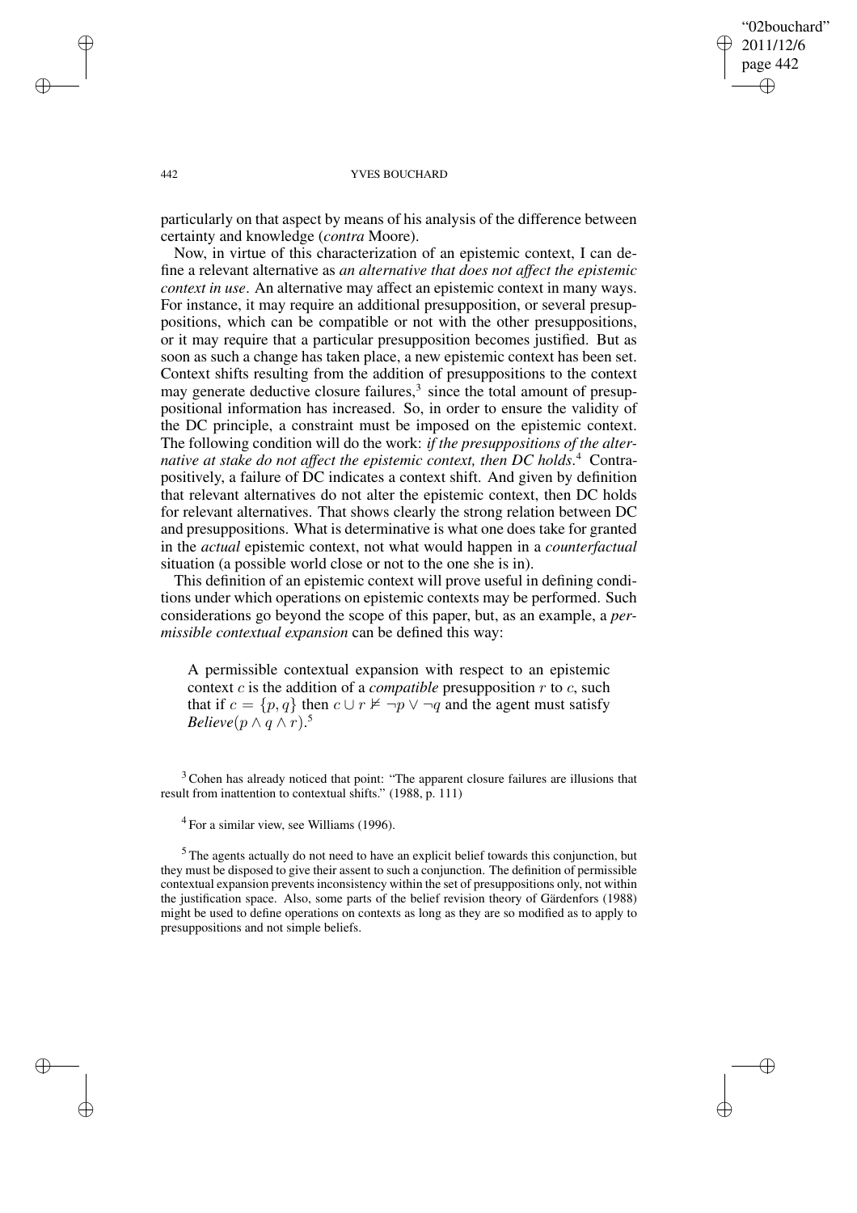particularly on that aspect by means of his analysis of the difference between certainty and knowledge (*contra* Moore).

Now, in virtue of this characterization of an epistemic context, I can define a relevant alternative as *an alternative that does not affect the epistemic context in use*. An alternative may affect an epistemic context in many ways. For instance, it may require an additional presupposition, or several presuppositions, which can be compatible or not with the other presuppositions, or it may require that a particular presupposition becomes justified. But as soon as such a change has taken place, a new epistemic context has been set. Context shifts resulting from the addition of presuppositions to the context may generate deductive closure failures,[3] since the total amount of presuppositional information has increased. So, in order to ensure the validity of the DC principle, a constraint must be imposed on the epistemic context. The following condition will do the work: *if the presuppositions of the alternative at stake do not affect the epistemic context, then DC holds*.[4] Contrapositively, a failure of DC indicates a context shift. And given by definition that relevant alternatives do not alter the epistemic context, then DC holds for relevant alternatives. That shows clearly the strong relation between DC and presuppositions. What is determinative is what one does take for granted in the *actual* epistemic context, not what would happen in a *counterfactual* situation (a possible world close or not to the one she is in).

This definition of an epistemic context will prove useful in defining conditions under which operations on epistemic contexts may be performed. Such considerations go beyond the scope of this paper, but, as an example, a *permissible contextual expansion* can be defined this way:

> A permissible contextual expansion with respect to an epistemic context $c$ is the addition of a *compatible* presupposition $r$ to $c$, such that if $c = \{p, q\}$ then $c \cup r \nvDash \neg p \vee \neg q$ and the agent must satisfy *Believe*$(p \wedge q \wedge r)$.[5]

[3] Cohen has already noticed that point: "The apparent closure failures are illusions that result from inattention to contextual shifts." (1988, p. 111)

[4] For a similar view, see Williams (1996).

[5] The agents actually do not need to have an explicit belief towards this conjunction, but they must be disposed to give their assent to such a conjunction. The definition of permissible contextual expansion prevents inconsistency within the set of presuppositions only, not within the justification space. Also, some parts of the belief revision theory of Gärdenfors (1988) might be used to define operations on contexts as long as they are so modified as to apply to presuppositions and not simple beliefs.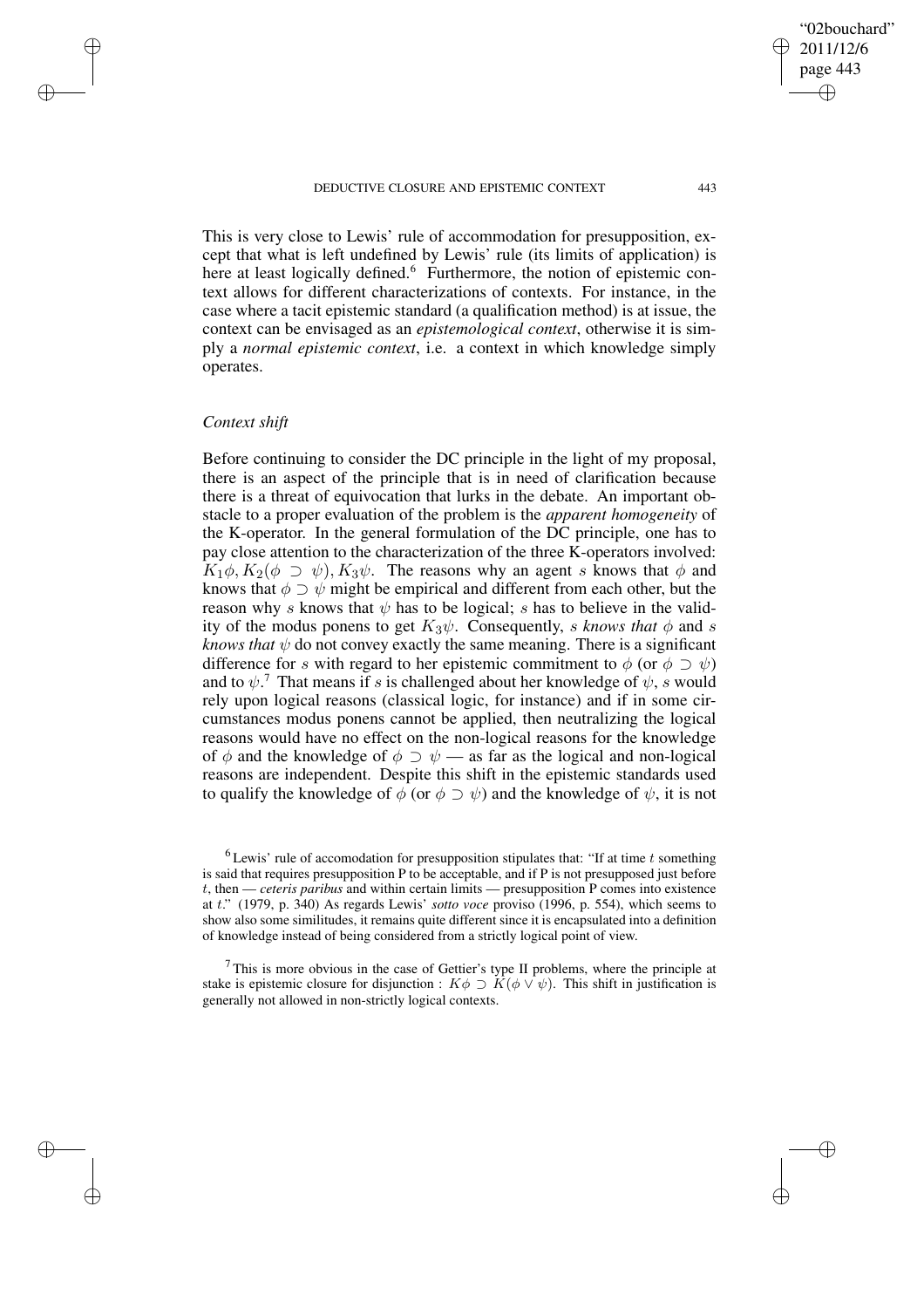This is very close to Lewis' rule of accommodation for presupposition, except that what is left undefined by Lewis' rule (its limits of application) is here at least logically defined.[6] Furthermore, the notion of epistemic context allows for different characterizations of contexts. For instance, in the case where a tacit epistemic standard (a qualification method) is at issue, the context can be envisaged as an *epistemological context*, otherwise it is simply a *normal epistemic context*, i.e. a context in which knowledge simply operates.

### *Context shift*

Before continuing to consider the DC principle in the light of my proposal, there is an aspect of the principle that is in need of clarification because there is a threat of equivocation that lurks in the debate. An important obstacle to a proper evaluation of the problem is the *apparent homogeneity* of the K-operator. In the general formulation of the DC principle, one has to pay close attention to the characterization of the three K-operators involved: $K_1\phi, K_2(\phi \supset \psi), K_3\psi$. The reasons why an agent $s$ knows that $\phi$ and knows that $\phi \supset \psi$ might be empirical and different from each other, but the reason why $s$ knows that $\psi$ has to be logical; $s$ has to believe in the validity of the modus ponens to get $K_3\psi$. Consequently, *$s$ knows that $\phi$* and *$s$ knows that $\psi$* do not convey exactly the same meaning. There is a significant difference for $s$ with regard to her epistemic commitment to $\phi$ (or $\phi \supset \psi$) and to $\psi$.[7] That means if $s$ is challenged about her knowledge of $\psi$, $s$ would rely upon logical reasons (classical logic, for instance) and if in some circumstances modus ponens cannot be applied, then neutralizing the logical reasons would have no effect on the non-logical reasons for the knowledge of $\phi$ and the knowledge of $\phi \supset \psi$ — as far as the logical and non-logical reasons are independent. Despite this shift in the epistemic standards used to qualify the knowledge of $\phi$ (or $\phi \supset \psi$) and the knowledge of $\psi$, it is not

[6] Lewis' rule of accomodation for presupposition stipulates that: "If at time $t$ something is said that requires presupposition P to be acceptable, and if P is not presupposed just before $t$, then — *ceteris paribus* and within certain limits — presupposition P comes into existence at $t$." (1979, p. 340) As regards Lewis' *sotto voce* proviso (1996, p. 554), which seems to show also some similitudes, it remains quite different since it is encapsulated into a definition of knowledge instead of being considered from a strictly logical point of view.

[7] This is more obvious in the case of Gettier's type II problems, where the principle at stake is epistemic closure for disjunction : $K\phi \supset K(\phi \vee \psi)$. This shift in justification is generally not allowed in non-strictly logical contexts.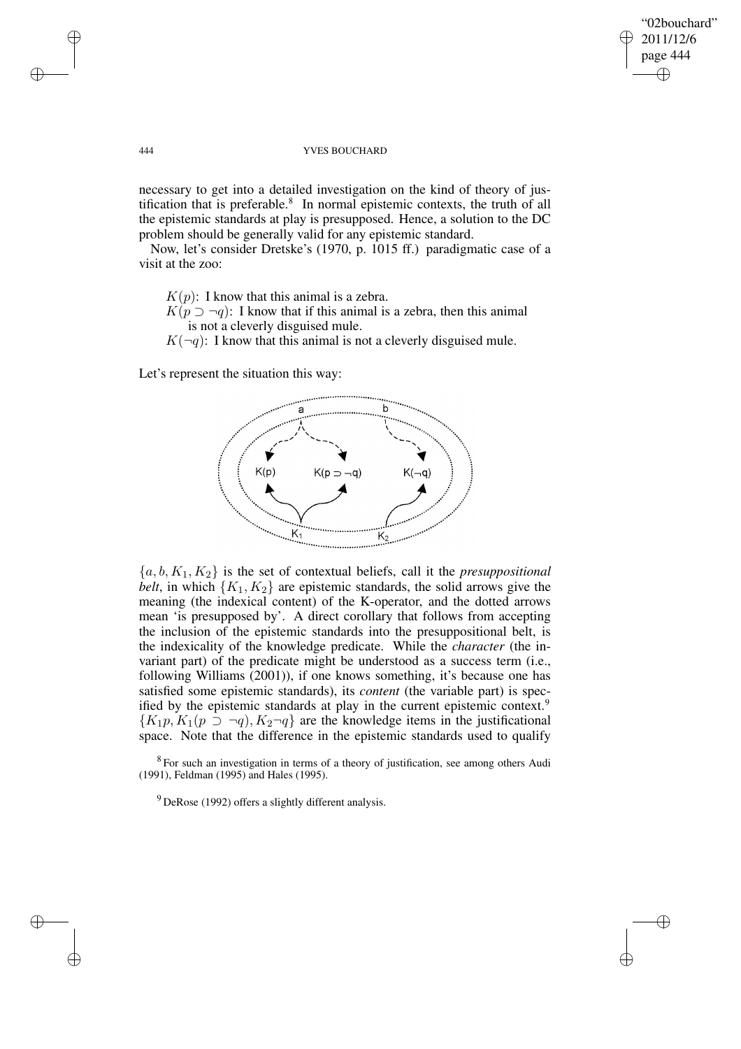necessary to get into a detailed investigation on the kind of theory of justification that is preferable.[8] In normal epistemic contexts, the truth of all the epistemic standards at play is presupposed. Hence, a solution to the DC problem should be generally valid for any epistemic standard.

Now, let's consider Dretske's (1970, p. 1015 ff.) paradigmatic case of a visit at the zoo:

> $K(p)$: I know that this animal is a zebra.
> $K(p \supset \neg q)$: I know that if this animal is a zebra, then this animal is not a cleverly disguised mule.
> $K(\neg q)$: I know that this animal is not a cleverly disguised mule.

Let's represent the situation this way:

$\{a, b, K_1, K_2\}$ is the set of contextual beliefs, call it the *presuppositional belt*, in which $\{K_1, K_2\}$ are epistemic standards, the solid arrows give the meaning (the indexical content) of the K-operator, and the dotted arrows mean 'is presupposed by'. A direct corollary that follows from accepting the inclusion of the epistemic standards into the presuppositional belt, is the indexicality of the knowledge predicate. While the *character* (the invariant part) of the predicate might be understood as a success term (i.e., following Williams (2001)), if one knows something, it's because one has satisfied some epistemic standards), its *content* (the variable part) is specified by the epistemic standards at play in the current epistemic context.[9] $\{K_1 p, K_1(p \supset \neg q), K_2 \neg q\}$ are the knowledge items in the justificational space. Note that the difference in the epistemic standards used to qualify

[8] For such an investigation in terms of a theory of justification, see among others Audi (1991), Feldman (1995) and Hales (1995).

[9] DeRose (1992) offers a slightly different analysis.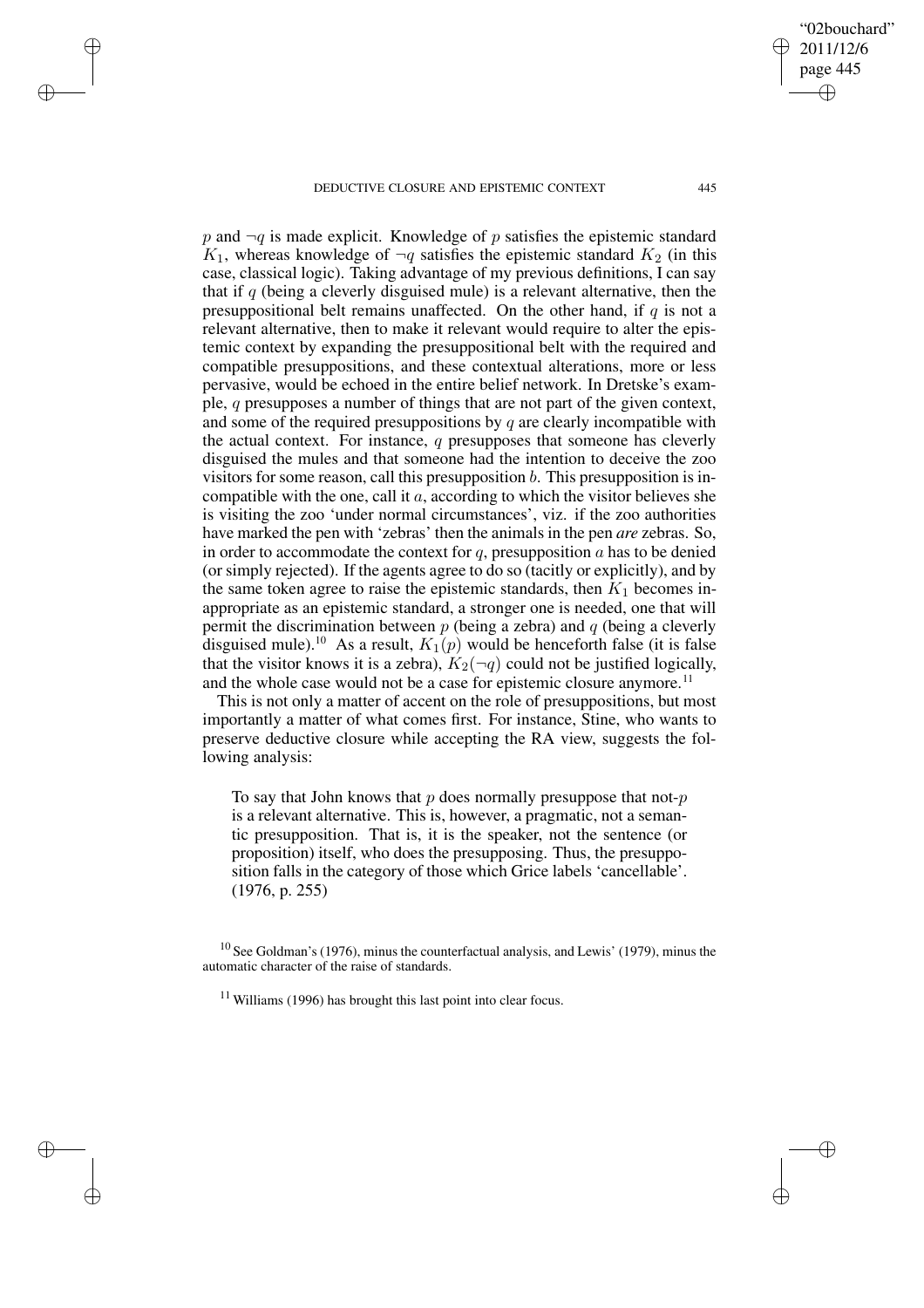$p$ and $\neg q$ is made explicit. Knowledge of $p$ satisfies the epistemic standard $K_1$, whereas knowledge of $\neg q$ satisfies the epistemic standard $K_2$ (in this case, classical logic). Taking advantage of my previous definitions, I can say that if $q$ (being a cleverly disguised mule) is a relevant alternative, then the presuppositional belt remains unaffected. On the other hand, if $q$ is not a relevant alternative, then to make it relevant would require to alter the epistemic context by expanding the presuppositional belt with the required and compatible presuppositions, and these contextual alterations, more or less pervasive, would be echoed in the entire belief network. In Dretske's example, $q$ presupposes a number of things that are not part of the given context, and some of the required presuppositions by $q$ are clearly incompatible with the actual context. For instance, $q$ presupposes that someone has cleverly disguised the mules and that someone had the intention to deceive the zoo visitors for some reason, call this presupposition $b$. This presupposition is incompatible with the one, call it $a$, according to which the visitor believes she is visiting the zoo 'under normal circumstances', viz. if the zoo authorities have marked the pen with 'zebras' then the animals in the pen *are* zebras. So, in order to accommodate the context for $q$, presupposition $a$ has to be denied (or simply rejected). If the agents agree to do so (tacitly or explicitly), and by the same token agree to raise the epistemic standards, then $K_1$ becomes inappropriate as an epistemic standard, a stronger one is needed, one that will permit the discrimination between $p$ (being a zebra) and $q$ (being a cleverly disguised mule).[10] As a result, $K_1(p)$ would be henceforth false (it is false that the visitor knows it is a zebra), $K_2(\neg q)$ could not be justified logically, and the whole case would not be a case for epistemic closure anymore.[11]

This is not only a matter of accent on the role of presuppositions, but most importantly a matter of what comes first. For instance, Stine, who wants to preserve deductive closure while accepting the RA view, suggests the following analysis:

> To say that John knows that $p$ does normally presuppose that not-$p$ is a relevant alternative. This is, however, a pragmatic, not a semantic presupposition. That is, it is the speaker, not the sentence (or proposition) itself, who does the presupposing. Thus, the presupposition falls in the category of those which Grice labels 'cancellable'. (1976, p. 255)

[10] See Goldman's (1976), minus the counterfactual analysis, and Lewis' (1979), minus the automatic character of the raise of standards.

[11] Williams (1996) has brought this last point into clear focus.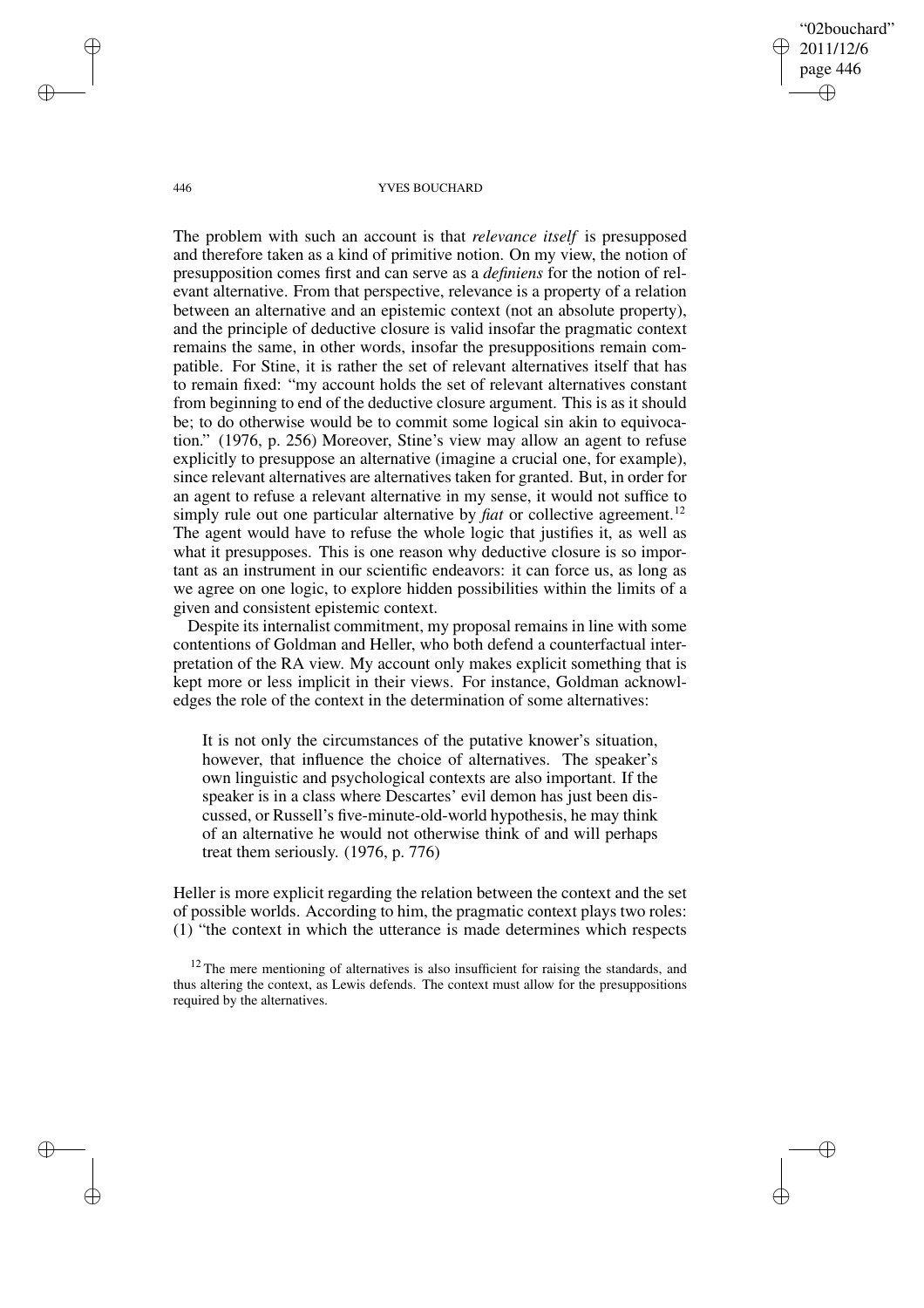The problem with such an account is that *relevance itself* is presupposed and therefore taken as a kind of primitive notion. On my view, the notion of presupposition comes first and can serve as a *definiens* for the notion of relevant alternative. From that perspective, relevance is a property of a relation between an alternative and an epistemic context (not an absolute property), and the principle of deductive closure is valid insofar the pragmatic context remains the same, in other words, insofar the presuppositions remain compatible. For Stine, it is rather the set of relevant alternatives itself that has to remain fixed: "my account holds the set of relevant alternatives constant from beginning to end of the deductive closure argument. This is as it should be; to do otherwise would be to commit some logical sin akin to equivocation." (1976, p. 256) Moreover, Stine's view may allow an agent to refuse explicitly to presuppose an alternative (imagine a crucial one, for example), since relevant alternatives are alternatives taken for granted. But, in order for an agent to refuse a relevant alternative in my sense, it would not suffice to simply rule out one particular alternative by *fiat* or collective agreement.[12] The agent would have to refuse the whole logic that justifies it, as well as what it presupposes. This is one reason why deductive closure is so important as an instrument in our scientific endeavors: it can force us, as long as we agree on one logic, to explore hidden possibilities within the limits of a given and consistent epistemic context.

Despite its internalist commitment, my proposal remains in line with some contentions of Goldman and Heller, who both defend a counterfactual interpretation of the RA view. My account only makes explicit something that is kept more or less implicit in their views. For instance, Goldman acknowledges the role of the context in the determination of some alternatives:

> It is not only the circumstances of the putative knower's situation, however, that influence the choice of alternatives. The speaker's own linguistic and psychological contexts are also important. If the speaker is in a class where Descartes' evil demon has just been discussed, or Russell's five-minute-old-world hypothesis, he may think of an alternative he would not otherwise think of and will perhaps treat them seriously. (1976, p. 776)

Heller is more explicit regarding the relation between the context and the set of possible worlds. According to him, the pragmatic context plays two roles: (1) "the context in which the utterance is made determines which respects

[12] The mere mentioning of alternatives is also insufficient for raising the standards, and thus altering the context, as Lewis defends. The context must allow for the presuppositions required by the alternatives.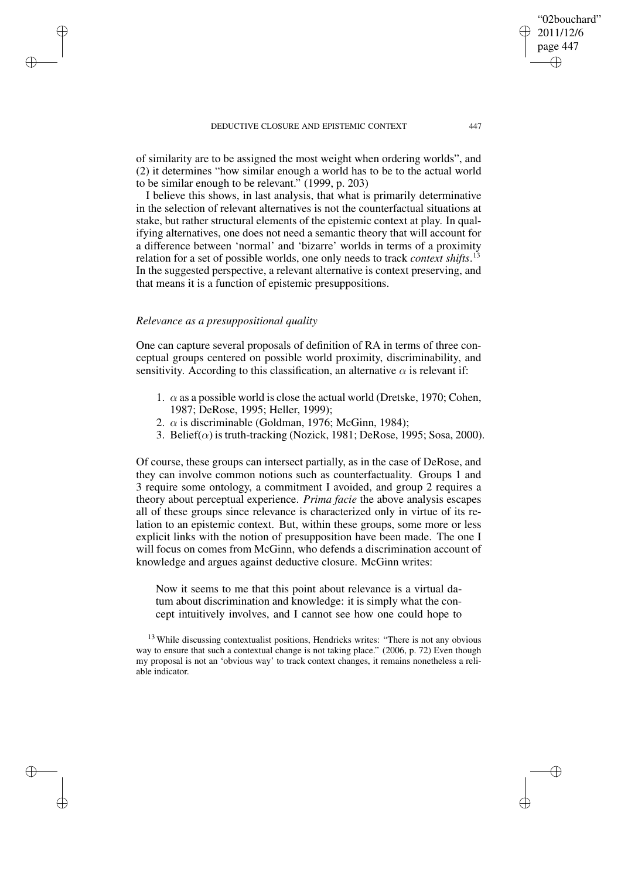of similarity are to be assigned the most weight when ordering worlds", and (2) it determines "how similar enough a world has to be to the actual world to be similar enough to be relevant." (1999, p. 203)

I believe this shows, in last analysis, that what is primarily determinative in the selection of relevant alternatives is not the counterfactual situations at stake, but rather structural elements of the epistemic context at play. In qualifying alternatives, one does not need a semantic theory that will account for a difference between 'normal' and 'bizarre' worlds in terms of a proximity relation for a set of possible worlds, one only needs to track *context shifts*.[13] In the suggested perspective, a relevant alternative is context preserving, and that means it is a function of epistemic presuppositions.

### *Relevance as a presuppositional quality*

One can capture several proposals of definition of RA in terms of three conceptual groups centered on possible world proximity, discriminability, and sensitivity. According to this classification, an alternative $\alpha$ is relevant if:

1. $\alpha$ as a possible world is close the actual world (Dretske, 1970; Cohen, 1987; DeRose, 1995; Heller, 1999);
2. $\alpha$ is discriminable (Goldman, 1976; McGinn, 1984);
3. Belief($\alpha$) is truth-tracking (Nozick, 1981; DeRose, 1995; Sosa, 2000).

Of course, these groups can intersect partially, as in the case of DeRose, and they can involve common notions such as counterfactuality. Groups 1 and 3 require some ontology, a commitment I avoided, and group 2 requires a theory about perceptual experience. *Prima facie* the above analysis escapes all of these groups since relevance is characterized only in virtue of its relation to an epistemic context. But, within these groups, some more or less explicit links with the notion of presupposition have been made. The one I will focus on comes from McGinn, who defends a discrimination account of knowledge and argues against deductive closure. McGinn writes:

> Now it seems to me that this point about relevance is a virtual datum about discrimination and knowledge: it is simply what the concept intuitively involves, and I cannot see how one could hope to

[13] While discussing contextualist positions, Hendricks writes: "There is not any obvious way to ensure that such a contextual change is not taking place." (2006, p. 72) Even though my proposal is not an 'obvious way' to track context changes, it remains nonetheless a reliable indicator.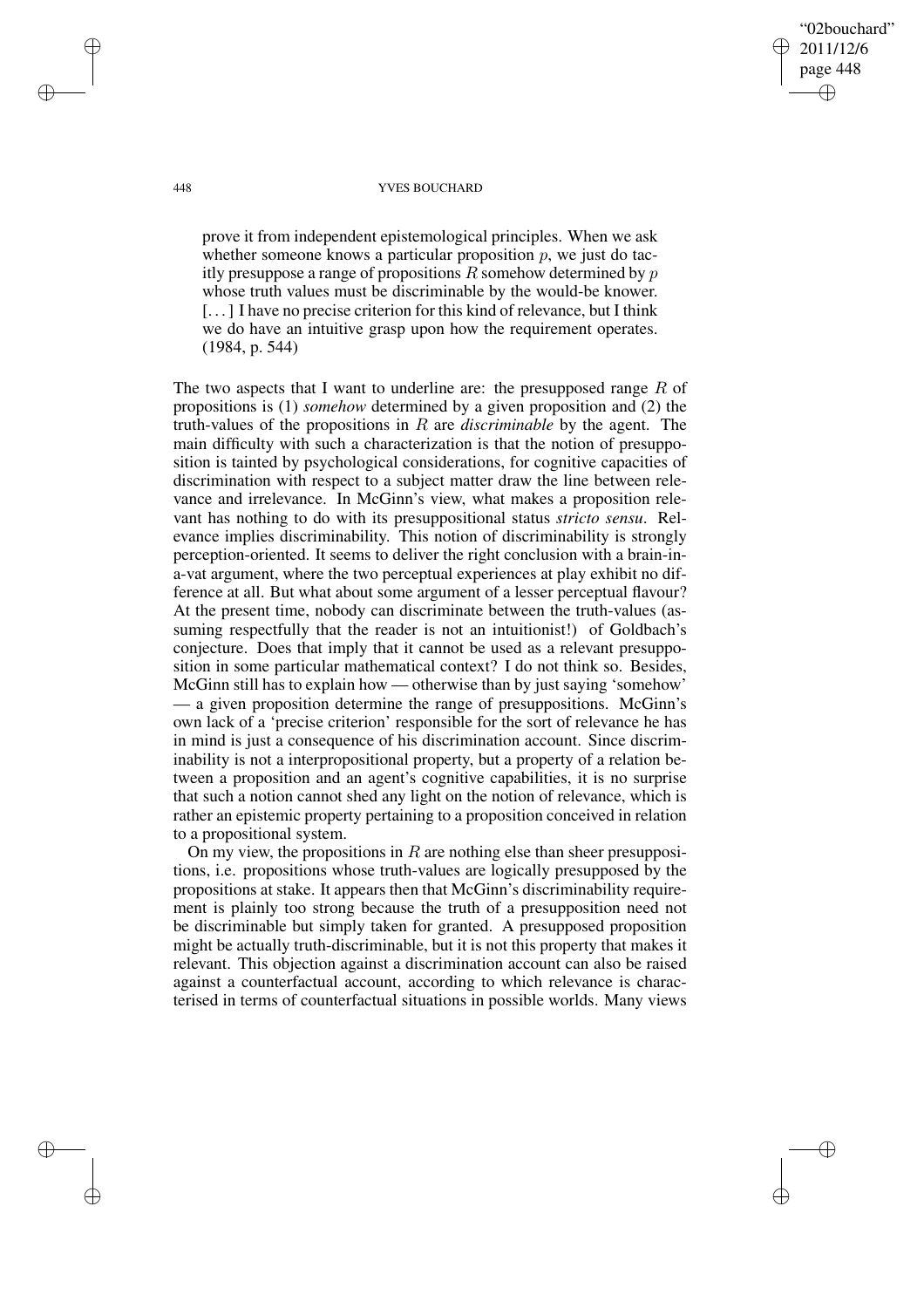> prove it from independent epistemological principles. When we ask whether someone knows a particular proposition $p$, we just do tacitly presuppose a range of propositions $R$ somehow determined by $p$ whose truth values must be discriminable by the would-be knower. [...] I have no precise criterion for this kind of relevance, but I think we do have an intuitive grasp upon how the requirement operates. (1984, p. 544)

The two aspects that I want to underline are: the presupposed range $R$ of propositions is (1) *somehow* determined by a given proposition and (2) the truth-values of the propositions in $R$ are *discriminable* by the agent. The main difficulty with such a characterization is that the notion of presupposition is tainted by psychological considerations, for cognitive capacities of discrimination with respect to a subject matter draw the line between relevance and irrelevance. In McGinn's view, what makes a proposition relevant has nothing to do with its presuppositional status *stricto sensu*. Relevance implies discriminability. This notion of discriminability is strongly perception-oriented. It seems to deliver the right conclusion with a brain-in-a-vat argument, where the two perceptual experiences at play exhibit no difference at all. But what about some argument of a lesser perceptual flavour? At the present time, nobody can discriminate between the truth-values (assuming respectfully that the reader is not an intuitionist!) of Goldbach's conjecture. Does that imply that it cannot be used as a relevant presupposition in some particular mathematical context? I do not think so. Besides, McGinn still has to explain how — otherwise than by just saying 'somehow' — a given proposition determine the range of presuppositions. McGinn's own lack of a 'precise criterion' responsible for the sort of relevance he has in mind is just a consequence of his discrimination account. Since discriminability is not a interpropositional property, but a property of a relation between a proposition and an agent's cognitive capabilities, it is no surprise that such a notion cannot shed any light on the notion of relevance, which is rather an epistemic property pertaining to a proposition conceived in relation to a propositional system.

On my view, the propositions in $R$ are nothing else than sheer presuppositions, i.e. propositions whose truth-values are logically presupposed by the propositions at stake. It appears then that McGinn's discriminability requirement is plainly too strong because the truth of a presupposition need not be discriminable but simply taken for granted. A presupposed proposition might be actually truth-discriminable, but it is not this property that makes it relevant. This objection against a discrimination account can also be raised against a counterfactual account, according to which relevance is characterised in terms of counterfactual situations in possible worlds. Many views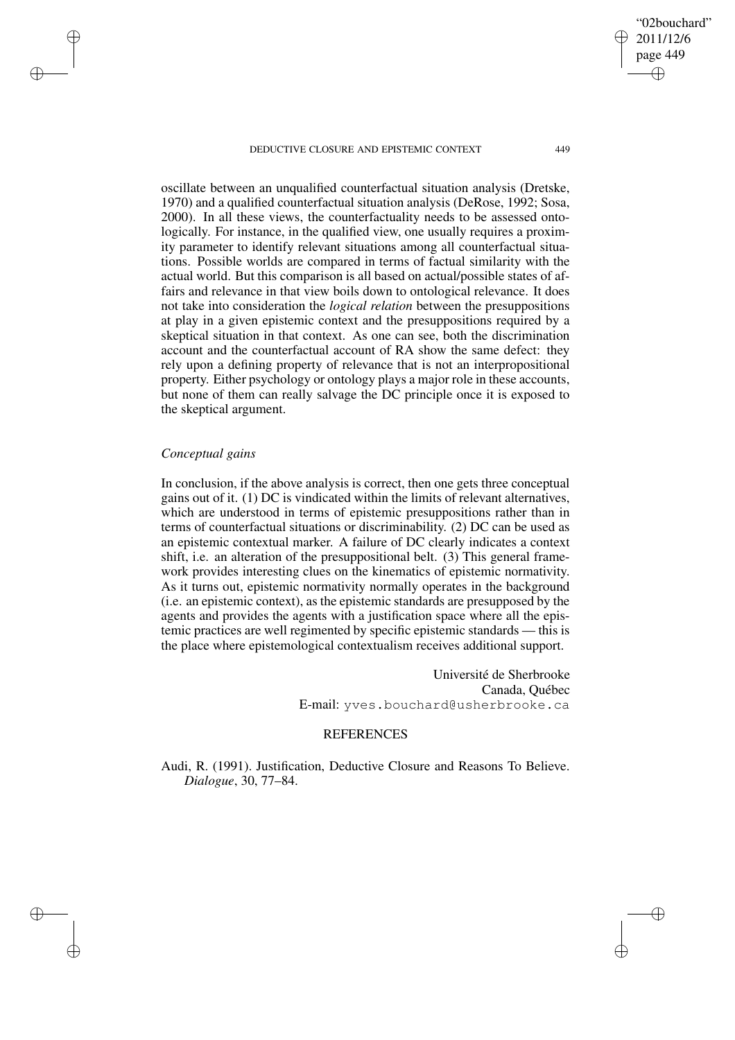oscillate between an unqualified counterfactual situation analysis (Dretske, 1970) and a qualified counterfactual situation analysis (DeRose, 1992; Sosa, 2000). In all these views, the counterfactuality needs to be assessed ontologically. For instance, in the qualified view, one usually requires a proximity parameter to identify relevant situations among all counterfactual situations. Possible worlds are compared in terms of factual similarity with the actual world. But this comparison is all based on actual/possible states of affairs and relevance in that view boils down to ontological relevance. It does not take into consideration the *logical relation* between the presuppositions at play in a given epistemic context and the presuppositions required by a skeptical situation in that context. As one can see, both the discrimination account and the counterfactual account of RA show the same defect: they rely upon a defining property of relevance that is not an interpropositional property. Either psychology or ontology plays a major role in these accounts, but none of them can really salvage the DC principle once it is exposed to the skeptical argument.

### *Conceptual gains*

In conclusion, if the above analysis is correct, then one gets three conceptual gains out of it. (1) DC is vindicated within the limits of relevant alternatives, which are understood in terms of epistemic presuppositions rather than in terms of counterfactual situations or discriminability. (2) DC can be used as an epistemic contextual marker. A failure of DC clearly indicates a context shift, i.e. an alteration of the presuppositional belt. (3) This general framework provides interesting clues on the kinematics of epistemic normativity. As it turns out, epistemic normativity normally operates in the background (i.e. an epistemic context), as the epistemic standards are presupposed by the agents and provides the agents with a justification space where all the epistemic practices are well regimented by specific epistemic standards — this is the place where epistemological contextualism receives additional support.

Université de Sherbrooke
Canada, Québec
E-mail: yves.bouchard@usherbrooke.ca

## REFERENCES

Audi, R. (1991). Justification, Deductive Closure and Reasons To Believe. *Dialogue*, 30, 77–84.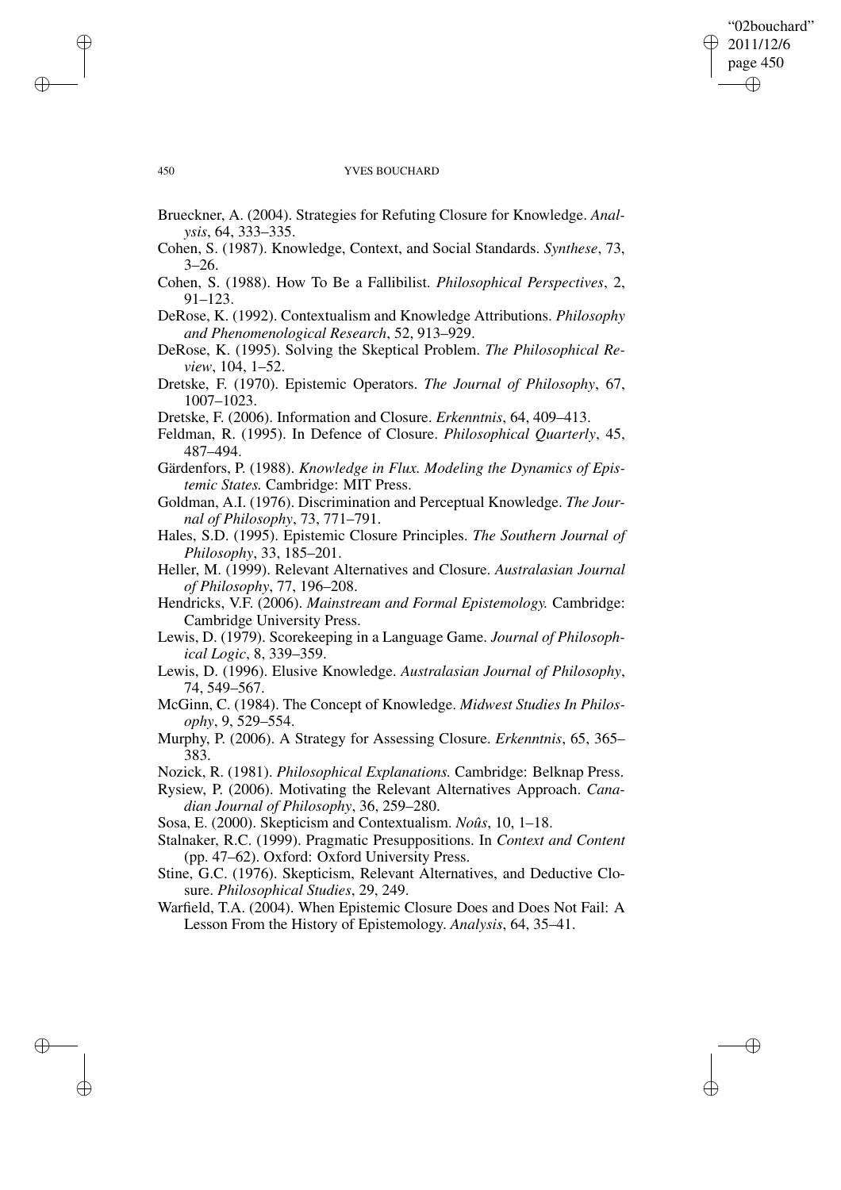Brueckner, A. (2004). Strategies for Refuting Closure for Knowledge. *Analysis*, 64, 333–335.

Cohen, S. (1987). Knowledge, Context, and Social Standards. *Synthese*, 73, 3–26.

Cohen, S. (1988). How To Be a Fallibilist. *Philosophical Perspectives*, 2, 91–123.

DeRose, K. (1992). Contextualism and Knowledge Attributions. *Philosophy and Phenomenological Research*, 52, 913–929.

DeRose, K. (1995). Solving the Skeptical Problem. *The Philosophical Review*, 104, 1–52.

Dretske, F. (1970). Epistemic Operators. *The Journal of Philosophy*, 67, 1007–1023.

Dretske, F. (2006). Information and Closure. *Erkenntnis*, 64, 409–413.

Feldman, R. (1995). In Defence of Closure. *Philosophical Quarterly*, 45, 487–494.

Gärdenfors, P. (1988). *Knowledge in Flux. Modeling the Dynamics of Epistemic States.* Cambridge: MIT Press.

Goldman, A.I. (1976). Discrimination and Perceptual Knowledge. *The Journal of Philosophy*, 73, 771–791.

Hales, S.D. (1995). Epistemic Closure Principles. *The Southern Journal of Philosophy*, 33, 185–201.

Heller, M. (1999). Relevant Alternatives and Closure. *Australasian Journal of Philosophy*, 77, 196–208.

Hendricks, V.F. (2006). *Mainstream and Formal Epistemology.* Cambridge: Cambridge University Press.

Lewis, D. (1979). Scorekeeping in a Language Game. *Journal of Philosophical Logic*, 8, 339–359.

Lewis, D. (1996). Elusive Knowledge. *Australasian Journal of Philosophy*, 74, 549–567.

McGinn, C. (1984). The Concept of Knowledge. *Midwest Studies In Philosophy*, 9, 529–554.

Murphy, P. (2006). A Strategy for Assessing Closure. *Erkenntnis*, 65, 365–383.

Nozick, R. (1981). *Philosophical Explanations.* Cambridge: Belknap Press.

Rysiew, P. (2006). Motivating the Relevant Alternatives Approach. *Canadian Journal of Philosophy*, 36, 259–280.

Sosa, E. (2000). Skepticism and Contextualism. *Noûs*, 10, 1–18.

Stalnaker, R.C. (1999). Pragmatic Presuppositions. In *Context and Content* (pp. 47–62). Oxford: Oxford University Press.

Stine, G.C. (1976). Skepticism, Relevant Alternatives, and Deductive Closure. *Philosophical Studies*, 29, 249.

Warfield, T.A. (2004). When Epistemic Closure Does and Does Not Fail: A Lesson From the History of Epistemology. *Analysis*, 64, 35–41.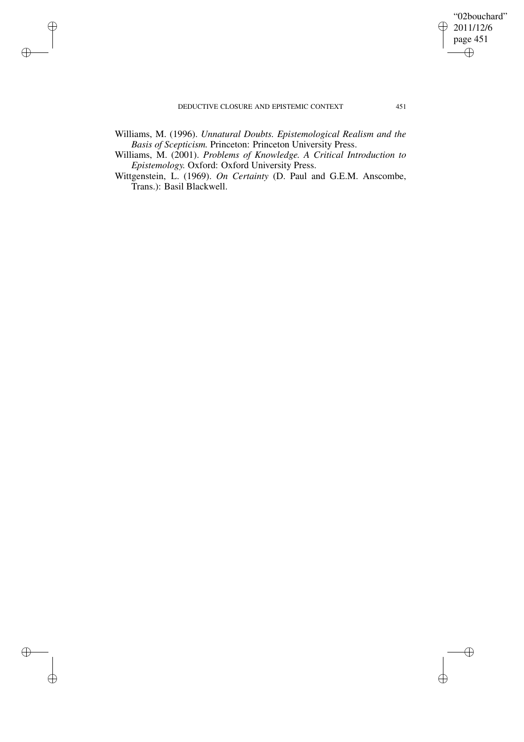Williams, M. (1996). *Unnatural Doubts. Epistemological Realism and the Basis of Scepticism.* Princeton: Princeton University Press.

Williams, M. (2001). *Problems of Knowledge. A Critical Introduction to Epistemology.* Oxford: Oxford University Press.

Wittgenstein, L. (1969). *On Certainty* (D. Paul and G.E.M. Anscombe, Trans.): Basil Blackwell.